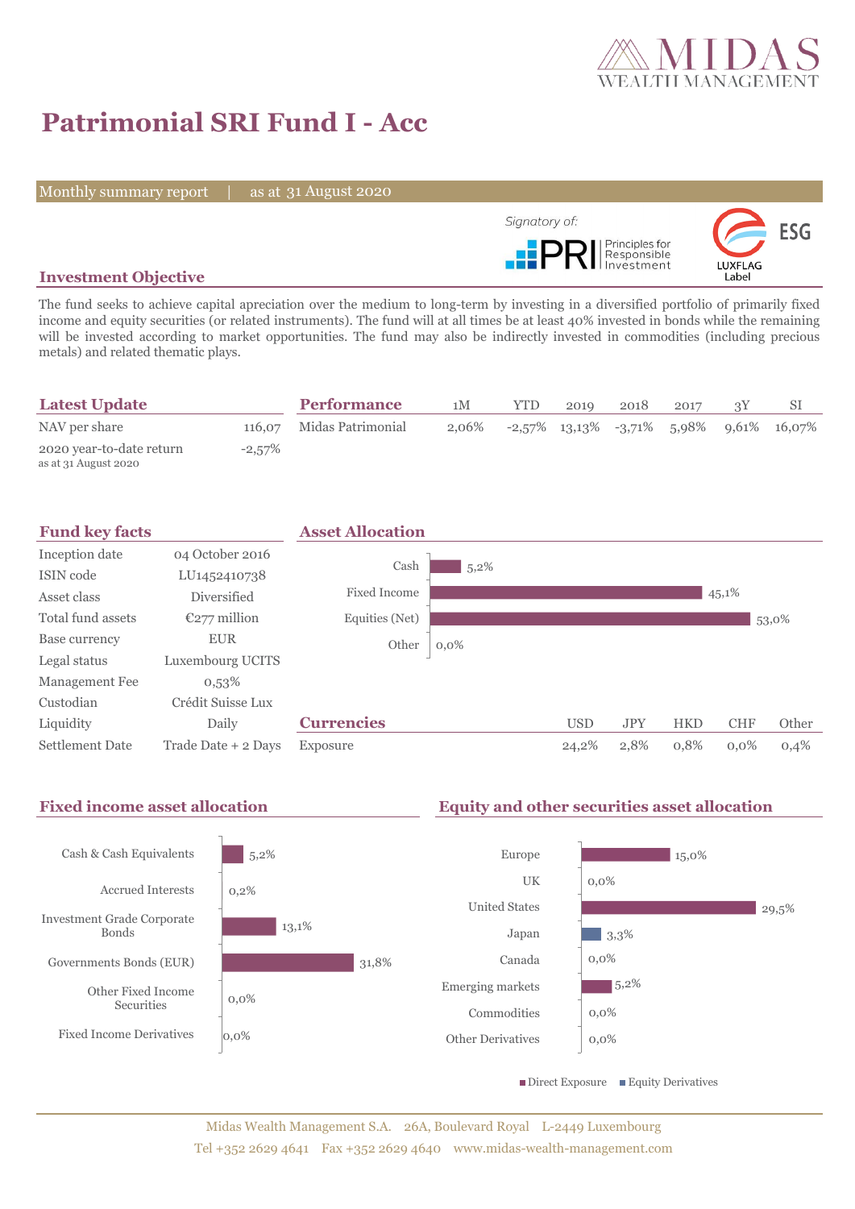# Patrimonial SRI Fund I - Acc

Monthly summary report | as at 31 August 2020

Signatory of: PRI Principles for Responsible Investment

LUXFLAG Label ESG

## Investment Objective

The fund seeks to achieve capital apreciation over the medium to long-term by investing in a diversified portfolio of primarily fixed income and equity securities (or related instruments). The fund will at all times be at least 40% invested in bonds while the remaining will be invested according to market opportunities. The fund may also be indirectly invested in commodities (including precious metals) and related thematic plays.

## Latest Update

| | |
|---|---|
| NAV per share | 116,07 |
| 2020 year-to-date return<br>as at 31 August 2020 | -2,57% |

## Performance

| | 1M | YTD | 2019 | 2018 | 2017 | 3Y | SI |
|---|---|---|---|---|---|---|---|
| Midas Patrimonial | 2,06% | -2,57% | 13,13% | -3,71% | 5,98% | 9,61% | 16,07% |

## Fund key facts

| | |
|---|---|
| Inception date | 04 October 2016 |
| ISIN code | LU1452410738 |
| Asset class | Diversified |
| Total fund assets | €277 million |
| Base currency | EUR |
| Legal status | Luxembourg UCITS |
| Management Fee | 0,53% |
| Custodian | Crédit Suisse Lux |
| Liquidity | Daily |
| Settlement Date | Trade Date + 2 Days |

## Asset Allocation

| | |
|---|---|
| Cash | 5,2% |
| Fixed Income | 45,1% |
| Equities (Net) | 53,0% |
| Other | 0,0% |

## Currencies

| | USD | JPY | HKD | CHF | Other |
|---|---|---|---|---|---|
| Exposure | 24,2% | 2,8% | 0,8% | 0,0% | 0,4% |

## Fixed income asset allocation

| | |
|---|---|
| Cash & Cash Equivalents | 5,2% |
| Accrued Interests | 0,2% |
| Investment Grade Corporate Bonds | 13,1% |
| Governments Bonds (EUR) | 31,8% |
| Other Fixed Income Securities | 0,0% |
| Fixed Income Derivatives | 0,0% |

## Equity and other securities asset allocation

| | |
|---|---|
| Europe | 15,0% |
| UK | 0,0% |
| United States | 29,5% |
| Japan | 3,3% |
| Canada | 0,0% |
| Emerging markets | 5,2% |
| Commodities | 0,0% |
| Other Derivatives | 0,0% |

Direct Exposure | Equity Derivatives

Midas Wealth Management S.A. 26A, Boulevard Royal L-2449 Luxembourg
Tel +352 2629 4641 Fax +352 2629 4640 www.midas-wealth-management.com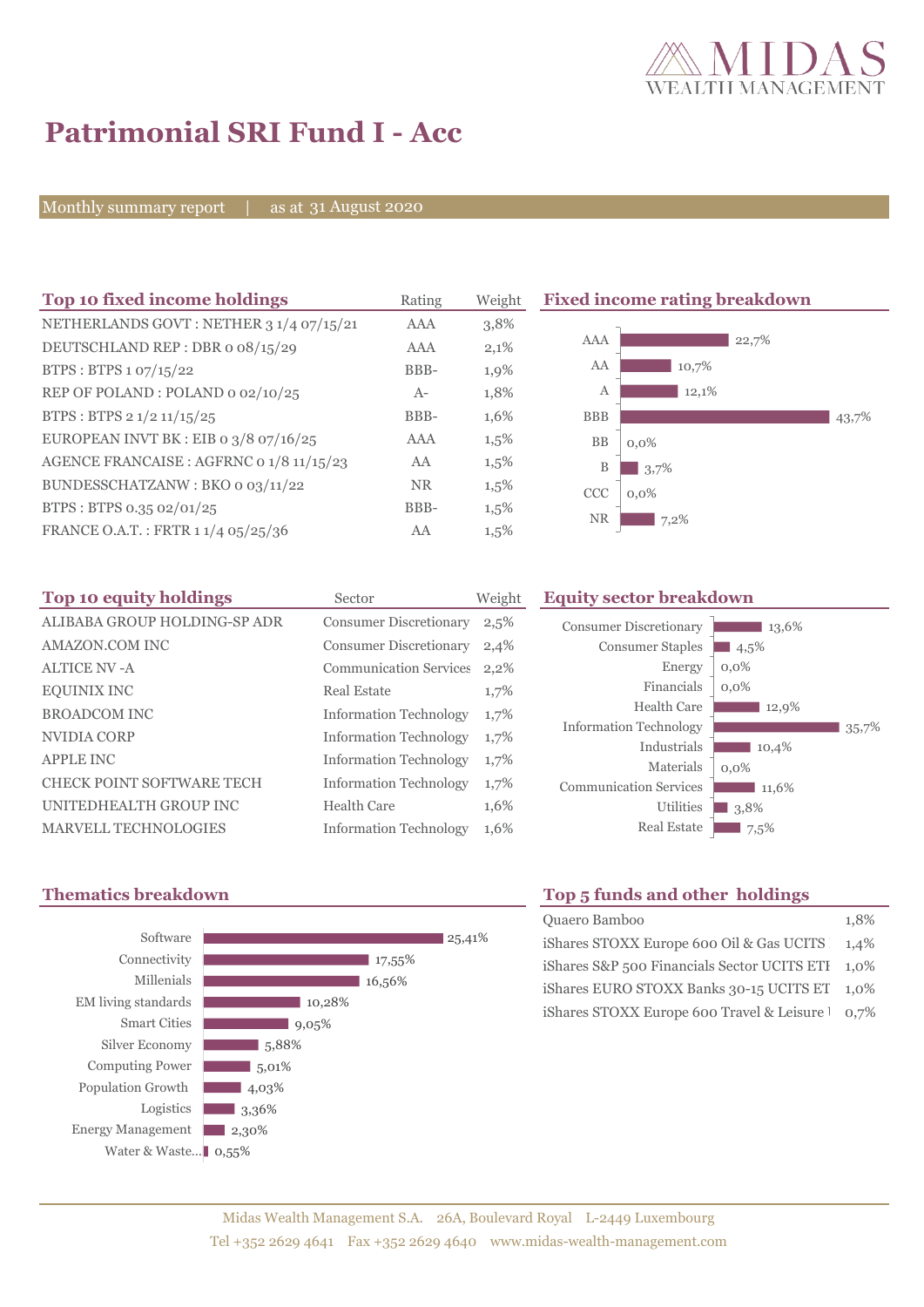# Patrimonial SRI Fund I - Acc

Monthly summary report | as at 31 August 2020

## Top 10 fixed income holdings

| Top 10 fixed income holdings | Rating | Weight |
|---|---|---|
| NETHERLANDS GOVT : NETHER 3 1/4 07/15/21 | AAA | 3,8% |
| DEUTSCHLAND REP : DBR 0 08/15/29 | AAA | 2,1% |
| BTPS : BTPS 1 07/15/22 | BBB- | 1,9% |
| REP OF POLAND : POLAND 0 02/10/25 | A- | 1,8% |
| BTPS : BTPS 2 1/2 11/15/25 | BBB- | 1,6% |
| EUROPEAN INVT BK : EIB 0 3/8 07/16/25 | AAA | 1,5% |
| AGENCE FRANCAISE : AGFRNC 0 1/8 11/15/23 | AA | 1,5% |
| BUNDESSCHATZANW : BKO 0 03/11/22 | NR | 1,5% |
| BTPS : BTPS 0.35 02/01/25 | BBB- | 1,5% |
| FRANCE O.A.T. : FRTR 1 1/4 05/25/36 | AA | 1,5% |

## Fixed income rating breakdown

| Rating | Weight |
|---|---|
| AAA | 22,7% |
| AA | 10,7% |
| A | 12,1% |
| BBB | 43,7% |
| BB | 0,0% |
| B | 3,7% |
| CCC | 0,0% |
| NR | 7,2% |

## Top 10 equity holdings

| Top 10 equity holdings | Sector | Weight |
|---|---|---|
| ALIBABA GROUP HOLDING-SP ADR | Consumer Discretionary | 2,5% |
| AMAZON.COM INC | Consumer Discretionary | 2,4% |
| ALTICE NV -A | Communication Services | 2,2% |
| EQUINIX INC | Real Estate | 1,7% |
| BROADCOM INC | Information Technology | 1,7% |
| NVIDIA CORP | Information Technology | 1,7% |
| APPLE INC | Information Technology | 1,7% |
| CHECK POINT SOFTWARE TECH | Information Technology | 1,7% |
| UNITEDHEALTH GROUP INC | Health Care | 1,6% |
| MARVELL TECHNOLOGIES | Information Technology | 1,6% |

## Equity sector breakdown

| Sector | Weight |
|---|---|
| Consumer Discretionary | 13,6% |
| Consumer Staples | 4,5% |
| Energy | 0,0% |
| Financials | 0,0% |
| Health Care | 12,9% |
| Information Technology | 35,7% |
| Industrials | 10,4% |
| Materials | 0,0% |
| Communication Services | 11,6% |
| Utilities | 3,8% |
| Real Estate | 7,5% |

## Thematics breakdown

| Thematic | Weight |
|---|---|
| Software | 25,41% |
| Connectivity | 17,55% |
| Millenials | 16,56% |
| EM living standards | 10,28% |
| Smart Cities | 9,05% |
| Silver Economy | 5,88% |
| Computing Power | 5,01% |
| Population Growth | 4,03% |
| Logistics | 3,36% |
| Energy Management | 2,30% |
| Water & Waste... | 0,55% |

## Top 5 funds and other holdings

| Fund | Weight |
|---|---|
| Quaero Bamboo | 1,8% |
| iShares STOXX Europe 600 Oil & Gas UCITS | 1,4% |
| iShares S&P 500 Financials Sector UCITS ETF | 1,0% |
| iShares EURO STOXX Banks 30-15 UCITS ET | 1,0% |
| iShares STOXX Europe 600 Travel & Leisure | 0,7% |

Midas Wealth Management S.A. 26A, Boulevard Royal L-2449 Luxembourg
Tel +352 2629 4641 Fax +352 2629 4640 www.midas-wealth-management.com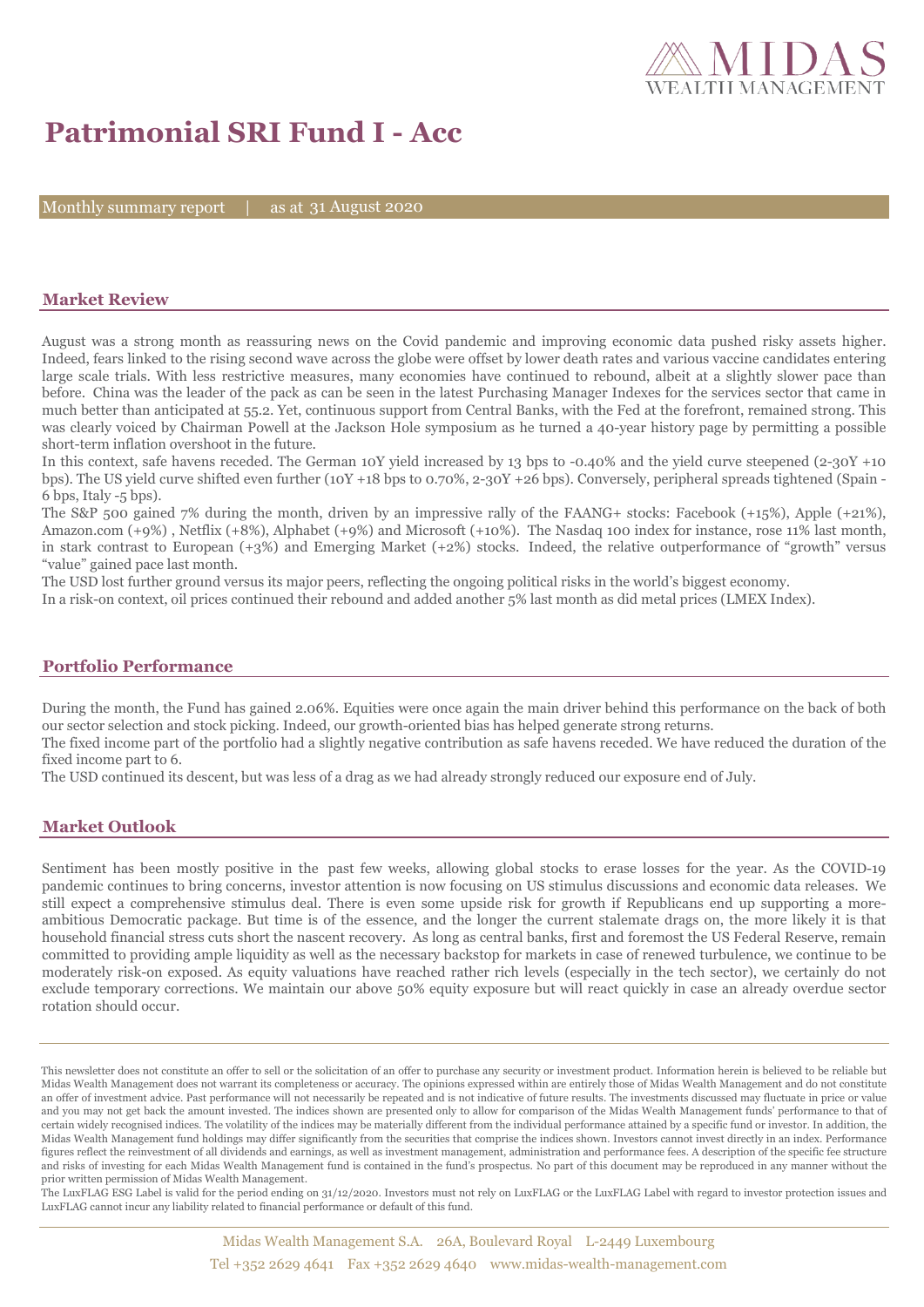# Patrimonial SRI Fund I - Acc

Monthly summary report | as at 31 August 2020

## Market Review

August was a strong month as reassuring news on the Covid pandemic and improving economic data pushed risky assets higher. Indeed, fears linked to the rising second wave across the globe were offset by lower death rates and various vaccine candidates entering large scale trials. With less restrictive measures, many economies have continued to rebound, albeit at a slightly slower pace than before. China was the leader of the pack as can be seen in the latest Purchasing Manager Indexes for the services sector that came in much better than anticipated at 55.2. Yet, continuous support from Central Banks, with the Fed at the forefront, remained strong. This was clearly voiced by Chairman Powell at the Jackson Hole symposium as he turned a 40-year history page by permitting a possible short-term inflation overshoot in the future.

In this context, safe havens receded. The German 10Y yield increased by 13 bps to -0.40% and the yield curve steepened (2-30Y +10 bps). The US yield curve shifted even further (10Y +18 bps to 0.70%, 2-30Y +26 bps). Conversely, peripheral spreads tightened (Spain -6 bps, Italy -5 bps).

The S&P 500 gained 7% during the month, driven by an impressive rally of the FAANG+ stocks: Facebook (+15%), Apple (+21%), Amazon.com (+9%) , Netflix (+8%), Alphabet (+9%) and Microsoft (+10%). The Nasdaq 100 index for instance, rose 11% last month, in stark contrast to European (+3%) and Emerging Market (+2%) stocks. Indeed, the relative outperformance of "growth" versus "value" gained pace last month.

The USD lost further ground versus its major peers, reflecting the ongoing political risks in the world's biggest economy.

In a risk-on context, oil prices continued their rebound and added another 5% last month as did metal prices (LMEX Index).

## Portfolio Performance

During the month, the Fund has gained 2.06%. Equities were once again the main driver behind this performance on the back of both our sector selection and stock picking. Indeed, our growth-oriented bias has helped generate strong returns.

The fixed income part of the portfolio had a slightly negative contribution as safe havens receded. We have reduced the duration of the fixed income part to 6.

The USD continued its descent, but was less of a drag as we had already strongly reduced our exposure end of July.

## Market Outlook

Sentiment has been mostly positive in the past few weeks, allowing global stocks to erase losses for the year. As the COVID-19 pandemic continues to bring concerns, investor attention is now focusing on US stimulus discussions and economic data releases. We still expect a comprehensive stimulus deal. There is even some upside risk for growth if Republicans end up supporting a more-ambitious Democratic package. But time is of the essence, and the longer the current stalemate drags on, the more likely it is that household financial stress cuts short the nascent recovery. As long as central banks, first and foremost the US Federal Reserve, remain committed to providing ample liquidity as well as the necessary backstop for markets in case of renewed turbulence, we continue to be moderately risk-on exposed. As equity valuations have reached rather rich levels (especially in the tech sector), we certainly do not exclude temporary corrections. We maintain our above 50% equity exposure but will react quickly in case an already overdue sector rotation should occur.

---

This newsletter does not constitute an offer to sell or the solicitation of an offer to purchase any security or investment product. Information herein is believed to be reliable but Midas Wealth Management does not warrant its completeness or accuracy. The opinions expressed within are entirely those of Midas Wealth Management and do not constitute an offer of investment advice. Past performance will not necessarily be repeated and is not indicative of future results. The investments discussed may fluctuate in price or value and you may not get back the amount invested. The indices shown are presented only to allow for comparison of the Midas Wealth Management funds' performance to that of certain widely recognised indices. The volatility of the indices may be materially different from the individual performance attained by a specific fund or investor. In addition, the Midas Wealth Management fund holdings may differ significantly from the securities that comprise the indices shown. Investors cannot invest directly in an index. Performance figures reflect the reinvestment of all dividends and earnings, as well as investment management, administration and performance fees. A description of the specific fee structure and risks of investing for each Midas Wealth Management fund is contained in the fund's prospectus. No part of this document may be reproduced in any manner without the prior written permission of Midas Wealth Management.

The LuxFLAG ESG Label is valid for the period ending on 31/12/2020. Investors must not rely on LuxFLAG or the LuxFLAG Label with regard to investor protection issues and LuxFLAG cannot incur any liability related to financial performance or default of this fund.

Midas Wealth Management S.A. 26A, Boulevard Royal L-2449 Luxembourg
Tel +352 2629 4641 Fax +352 2629 4640 www.midas-wealth-management.com